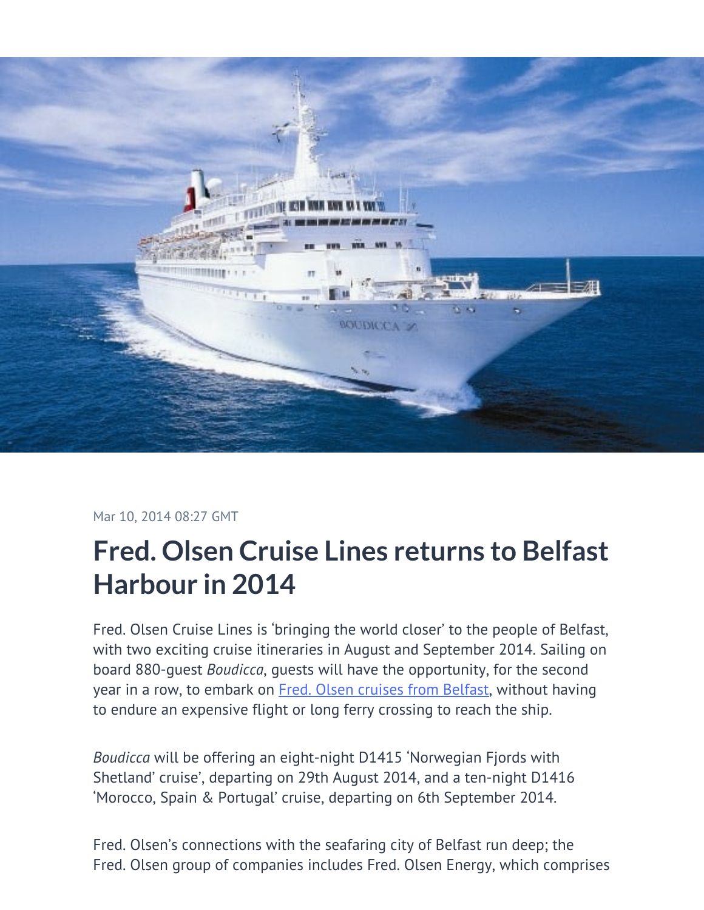Mar 10, 2014 08:27 GMT

# Fred. Olsen Cruise Lines returns to Belfast Harbour in 2014

Fred. Olsen Cruise Lines is 'bringing the world closer' to the people of Belfast, with two exciting cruise itineraries in August and September 2014. Sailing on board 880-guest *Boudicca*, guests will have the opportunity, for the second year in a row, to embark on Fred. Olsen cruises from Belfast, without having to endure an expensive flight or long ferry crossing to reach the ship.

*Boudicca* will be offering an eight-night D1415 'Norwegian Fjords with Shetland' cruise', departing on 29th August 2014, and a ten-night D1416 'Morocco, Spain & Portugal' cruise, departing on 6th September 2014.

Fred. Olsen's connections with the seafaring city of Belfast run deep; the Fred. Olsen group of companies includes Fred. Olsen Energy, which comprises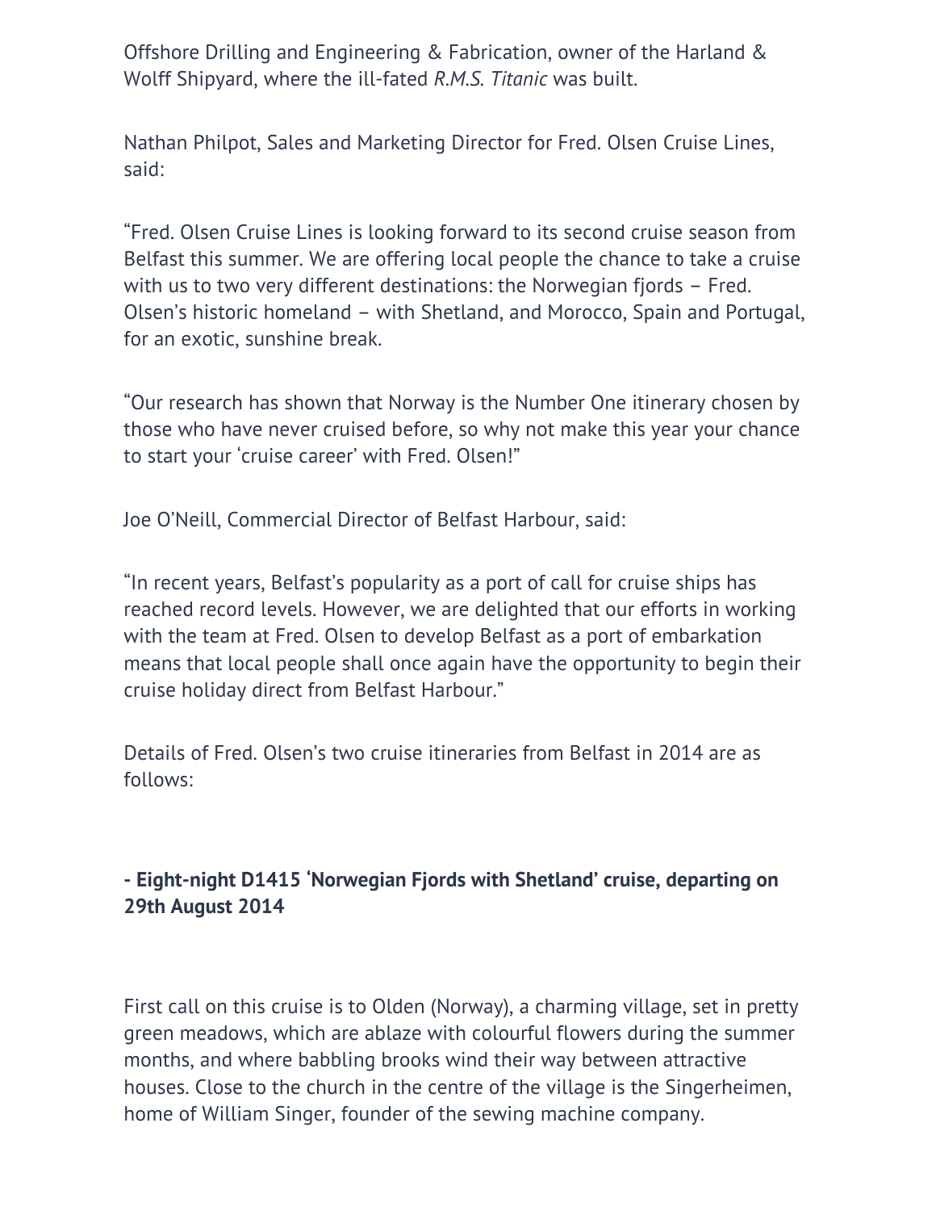Offshore Drilling and Engineering & Fabrication, owner of the Harland & Wolff Shipyard, where the ill-fated *R.M.S. Titanic* was built.

Nathan Philpot, Sales and Marketing Director for Fred. Olsen Cruise Lines, said:

"Fred. Olsen Cruise Lines is looking forward to its second cruise season from Belfast this summer. We are offering local people the chance to take a cruise with us to two very different destinations: the Norwegian fjords – Fred. Olsen's historic homeland – with Shetland, and Morocco, Spain and Portugal, for an exotic, sunshine break.

"Our research has shown that Norway is the Number One itinerary chosen by those who have never cruised before, so why not make this year your chance to start your 'cruise career' with Fred. Olsen!"

Joe O'Neill, Commercial Director of Belfast Harbour, said:

"In recent years, Belfast's popularity as a port of call for cruise ships has reached record levels. However, we are delighted that our efforts in working with the team at Fred. Olsen to develop Belfast as a port of embarkation means that local people shall once again have the opportunity to begin their cruise holiday direct from Belfast Harbour."

Details of Fred. Olsen's two cruise itineraries from Belfast in 2014 are as follows:

**- Eight-night D1415 'Norwegian Fjords with Shetland' cruise, departing on 29th August 2014**

First call on this cruise is to Olden (Norway), a charming village, set in pretty green meadows, which are ablaze with colourful flowers during the summer months, and where babbling brooks wind their way between attractive houses. Close to the church in the centre of the village is the Singerheimen, home of William Singer, founder of the sewing machine company.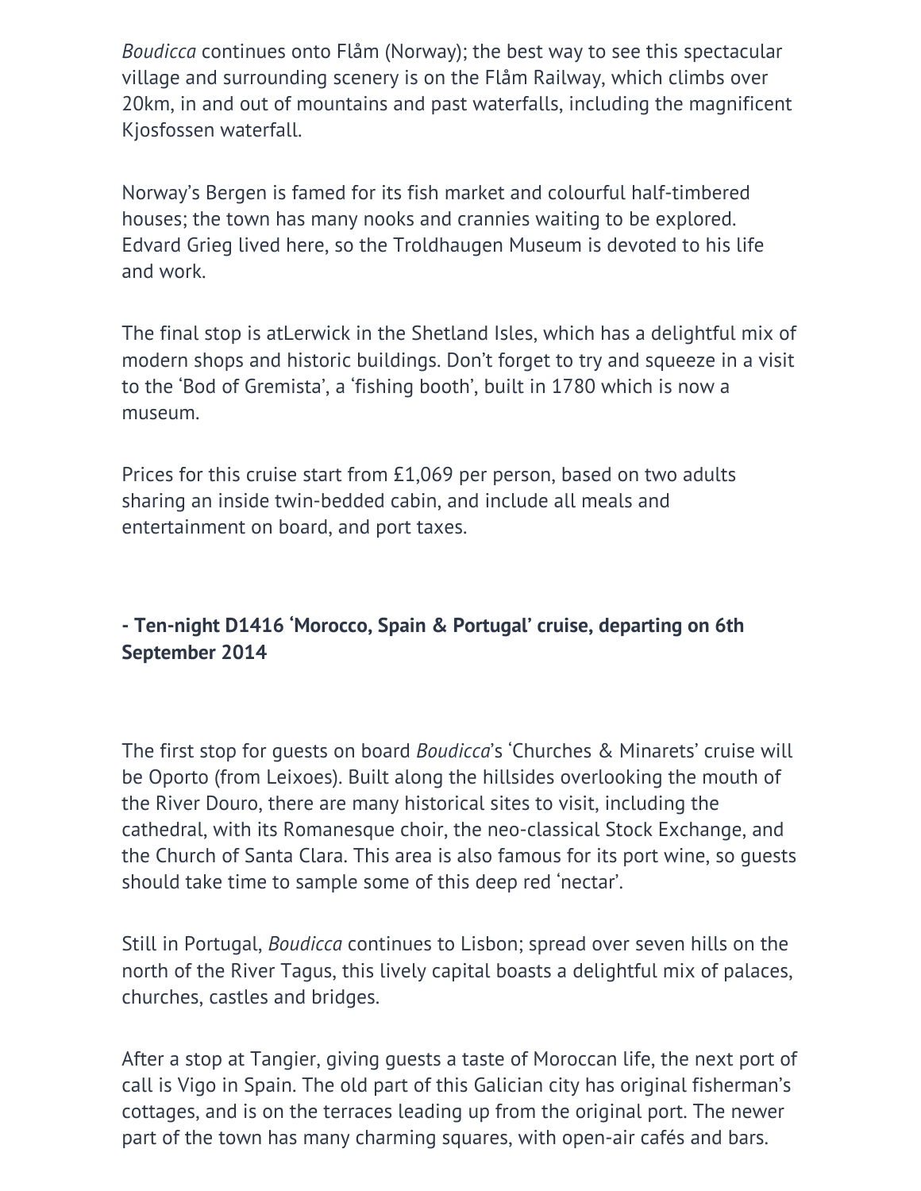*Boudicca* continues onto Flåm (Norway); the best way to see this spectacular village and surrounding scenery is on the Flåm Railway, which climbs over 20km, in and out of mountains and past waterfalls, including the magnificent Kjosfossen waterfall.

Norway's Bergen is famed for its fish market and colourful half-timbered houses; the town has many nooks and crannies waiting to be explored. Edvard Grieg lived here, so the Troldhaugen Museum is devoted to his life and work.

The final stop is atLerwick in the Shetland Isles, which has a delightful mix of modern shops and historic buildings. Don't forget to try and squeeze in a visit to the 'Bod of Gremista', a 'fishing booth', built in 1780 which is now a museum.

Prices for this cruise start from £1,069 per person, based on two adults sharing an inside twin-bedded cabin, and include all meals and entertainment on board, and port taxes.

**- Ten-night D1416 'Morocco, Spain & Portugal' cruise, departing on 6th September 2014**

The first stop for guests on board *Boudicca*'s 'Churches & Minarets' cruise will be Oporto (from Leixoes). Built along the hillsides overlooking the mouth of the River Douro, there are many historical sites to visit, including the cathedral, with its Romanesque choir, the neo-classical Stock Exchange, and the Church of Santa Clara. This area is also famous for its port wine, so guests should take time to sample some of this deep red 'nectar'.

Still in Portugal, *Boudicca* continues to Lisbon; spread over seven hills on the north of the River Tagus, this lively capital boasts a delightful mix of palaces, churches, castles and bridges.

After a stop at Tangier, giving guests a taste of Moroccan life, the next port of call is Vigo in Spain. The old part of this Galician city has original fisherman's cottages, and is on the terraces leading up from the original port. The newer part of the town has many charming squares, with open-air cafés and bars.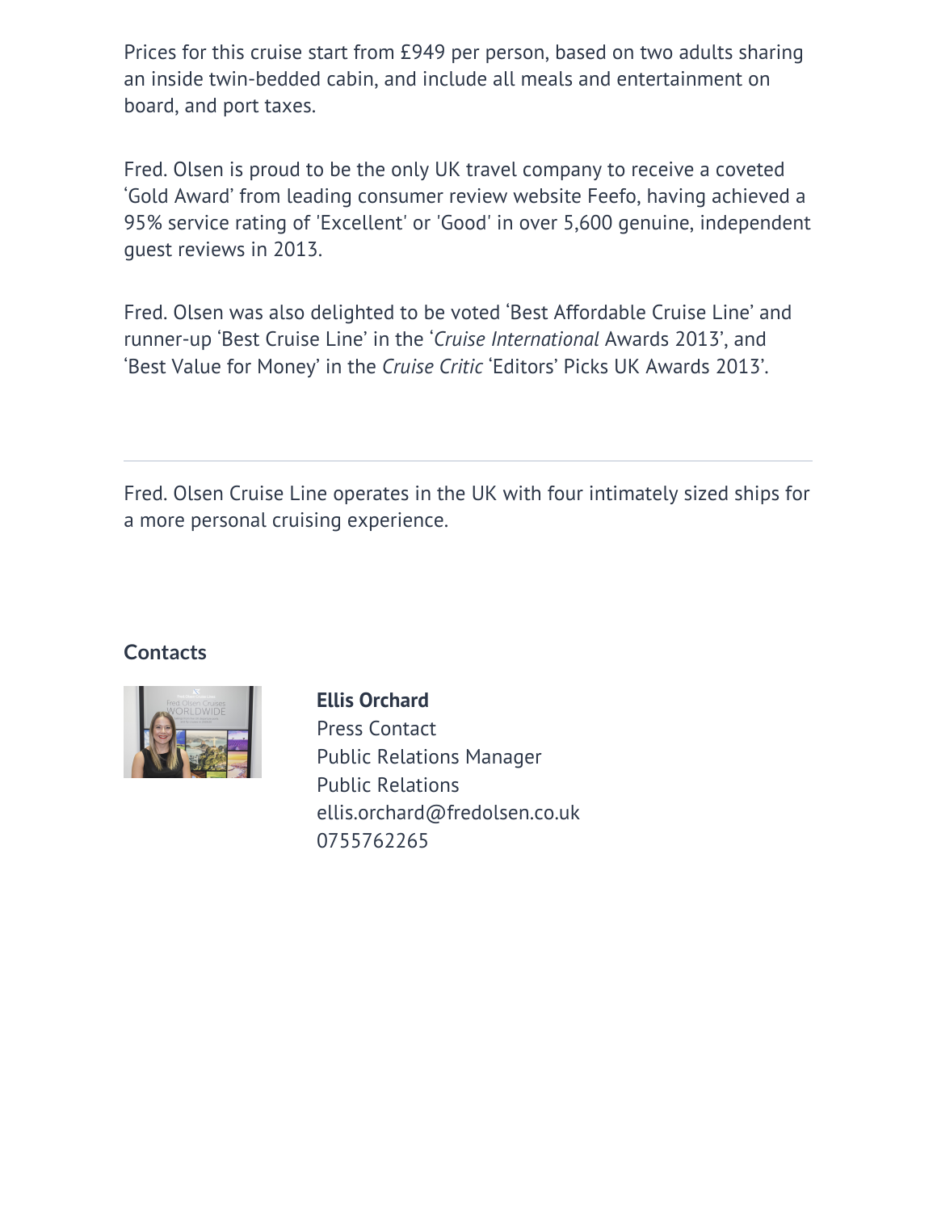Prices for this cruise start from £949 per person, based on two adults sharing an inside twin-bedded cabin, and include all meals and entertainment on board, and port taxes.

Fred. Olsen is proud to be the only UK travel company to receive a coveted 'Gold Award' from leading consumer review website Feefo, having achieved a 95% service rating of 'Excellent' or 'Good' in over 5,600 genuine, independent guest reviews in 2013.

Fred. Olsen was also delighted to be voted 'Best Affordable Cruise Line' and runner-up 'Best Cruise Line' in the '*Cruise International* Awards 2013', and 'Best Value for Money' in the *Cruise Critic* 'Editors' Picks UK Awards 2013'.

---

Fred. Olsen Cruise Line operates in the UK with four intimately sized ships for a more personal cruising experience.

### Contacts

**Ellis Orchard**
Press Contact
Public Relations Manager
Public Relations
ellis.orchard@fredolsen.co.uk
0755762265